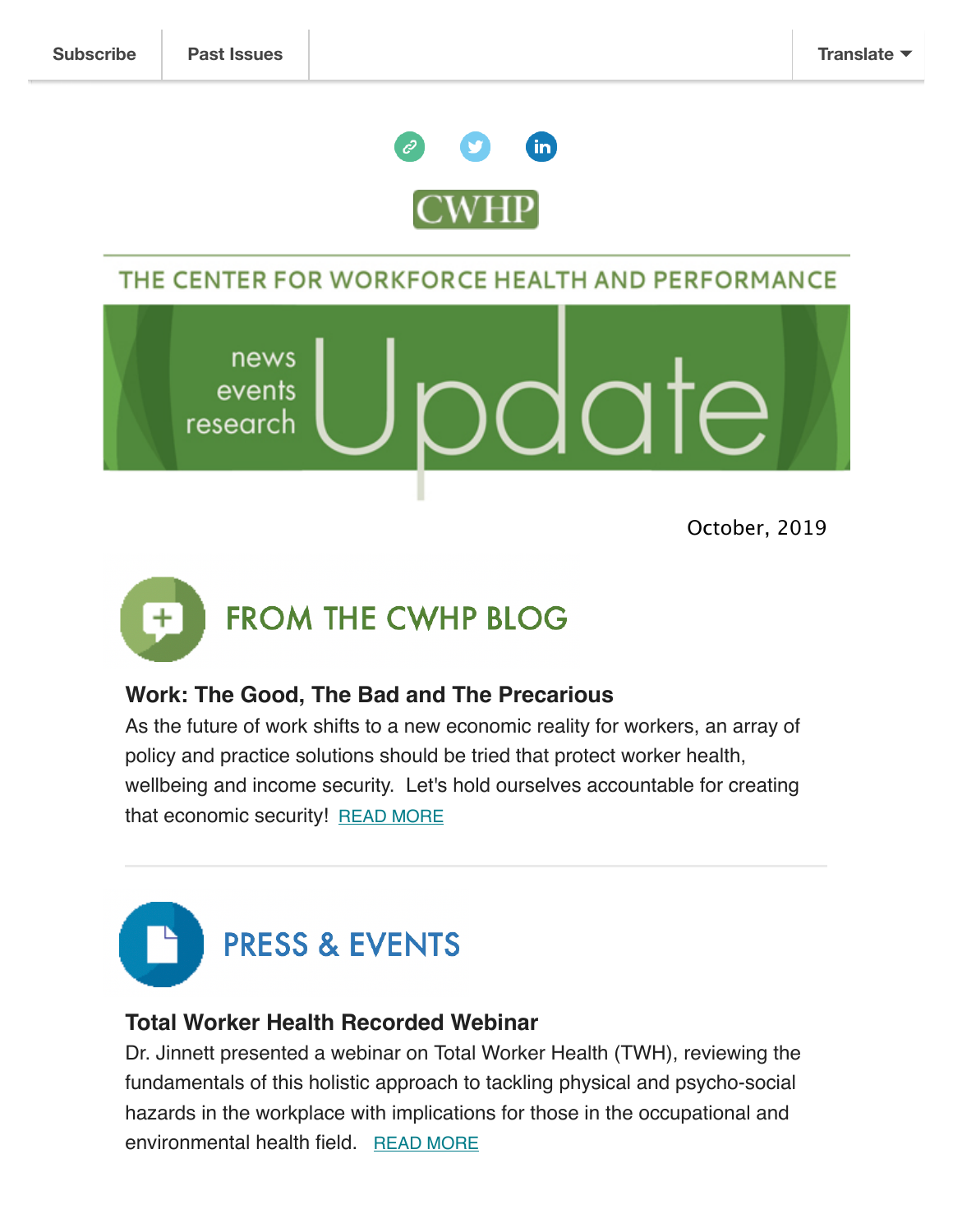Subscribe | Past Issues | Translate

CWHP

# THE CENTER FOR WORKFORCE HEALTH AND PERFORMANCE

news events research Update

October, 2019

## FROM THE CWHP BLOG

### Work: The Good, The Bad and The Precarious

As the future of work shifts to a new economic reality for workers, an array of policy and practice solutions should be tried that protect worker health, wellbeing and income security. Let's hold ourselves accountable for creating that economic security! READ MORE

---

## PRESS & EVENTS

### Total Worker Health Recorded Webinar

Dr. Jinnett presented a webinar on Total Worker Health (TWH), reviewing the fundamentals of this holistic approach to tackling physical and psycho-social hazards in the workplace with implications for those in the occupational and environmental health field. READ MORE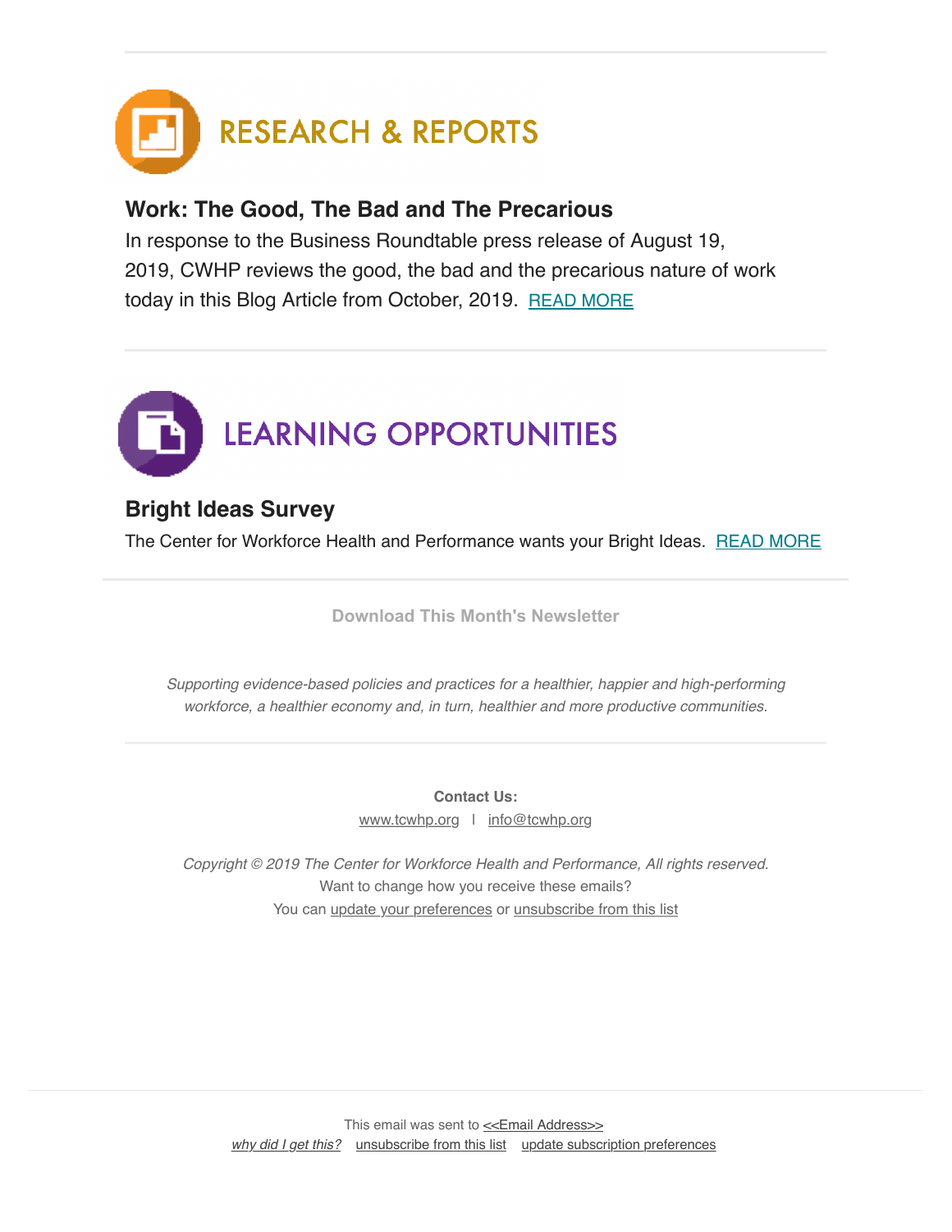## RESEARCH & REPORTS

### Work: The Good, The Bad and The Precarious

In response to the Business Roundtable press release of August 19, 2019, CWHP reviews the good, the bad and the precarious nature of work today in this Blog Article from October, 2019. READ MORE

---

## LEARNING OPPORTUNITIES

### Bright Ideas Survey

The Center for Workforce Health and Performance wants your Bright Ideas. READ MORE

---

**Download This Month's Newsletter**

*Supporting evidence-based policies and practices for a healthier, happier and high-performing workforce, a healthier economy and, in turn, healthier and more productive communities.*

---

**Contact Us:**

www.tcwhp.org | info@tcwhp.org

*Copyright © 2019 The Center for Workforce Health and Performance, All rights reserved.*

Want to change how you receive these emails?

You can update your preferences or unsubscribe from this list

---

This email was sent to <<Email Address>>

*why did I get this?* unsubscribe from this list update subscription preferences